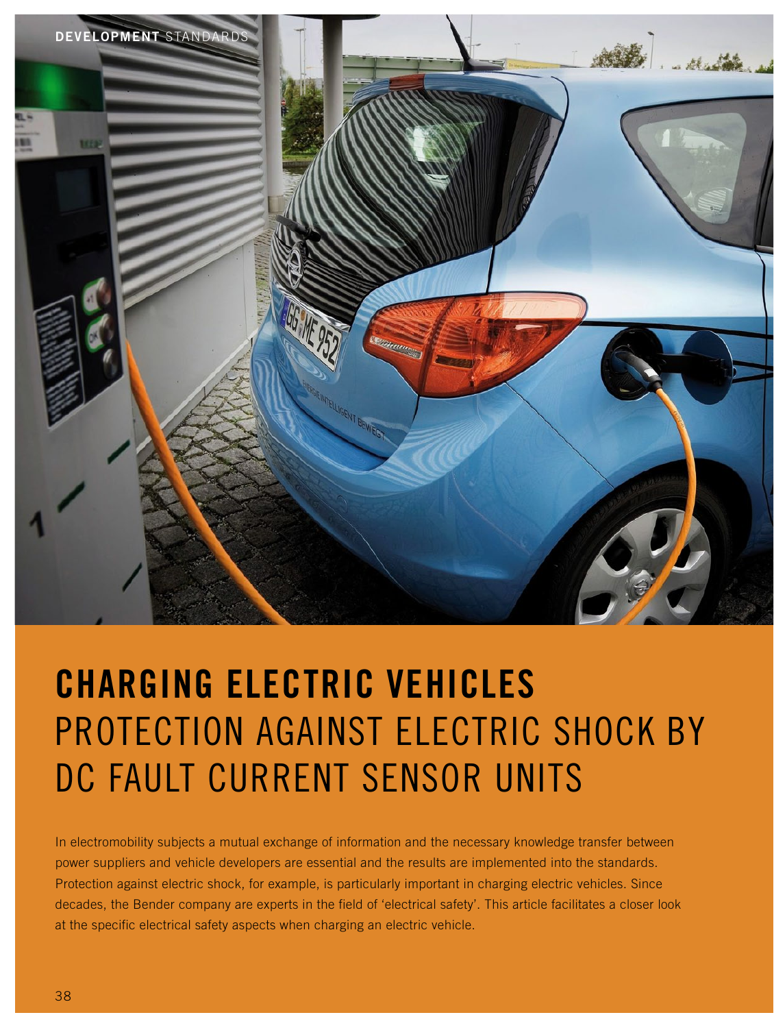# CHARGING ELECTRIC VEHICLES
## PROTECTION AGAINST ELECTRIC SHOCK BY DC FAULT CURRENT SENSOR UNITS

In electromobility subjects a mutual exchange of information and the necessary knowledge transfer between power suppliers and vehicle developers are essential and the results are implemented into the standards. Protection against electric shock, for example, is particularly important in charging electric vehicles. Since decades, the Bender company are experts in the field of 'electrical safety'. This article facilitates a closer look at the specific electrical safety aspects when charging an electric vehicle.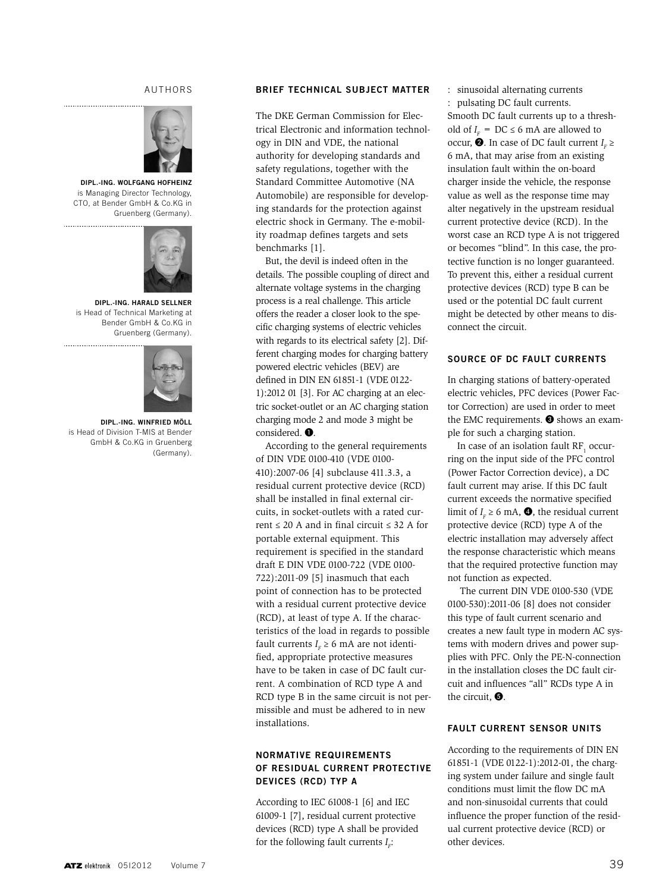## AUTHORS

**DIPL.-ING. WOLFGANG HOFHEINZ** is Managing Director Technology, CTO, at Bender GmbH & Co.KG in Gruenberg (Germany).

**DIPL.-ING. HARALD SELLNER** is Head of Technical Marketing at Bender GmbH & Co.KG in Gruenberg (Germany).

**DIPL.-ING. WINFRIED MÖLL** is Head of Division T-MIS at Bender GmbH & Co.KG in Gruenberg (Germany).

## BRIEF TECHNICAL SUBJECT MATTER

The DKE German Commission for Electrical Electronic and information technology in DIN and VDE, the national authority for developing standards and safety regulations, together with the Standard Committee Automotive (NA Automobile) are responsible for developing standards for the protection against electric shock in Germany. The e-mobility roadmap defines targets and sets benchmarks [1].

But, the devil is indeed often in the details. The possible coupling of direct and alternate voltage systems in the charging process is a real challenge. This article offers the reader a closer look to the specific charging systems of electric vehicles with regards to its electrical safety [2]. Different charging modes for charging battery powered electric vehicles (BEV) are defined in DIN EN 61851-1 (VDE 0122-1):2012 01 [3]. For AC charging at an electric socket-outlet or an AC charging station charging mode 2 and mode 3 might be considered. ❶.

According to the general requirements of DIN VDE 0100-410 (VDE 0100-410):2007-06 [4] subclause 411.3.3, a residual current protective device (RCD) shall be installed in final external circuits, in socket-outlets with a rated current ≤ 20 A and in final circuit ≤ 32 A for portable external equipment. This requirement is specified in the standard draft E DIN VDE 0100-722 (VDE 0100-722):2011-09 [5] inasmuch that each point of connection has to be protected with a residual current protective device (RCD), at least of type A. If the characteristics of the load in regards to possible fault currents $I_F \geq 6$ mA are not identified, appropriate protective measures have to be taken in case of DC fault current. A combination of RCD type A and RCD type B in the same circuit is not permissible and must be adhered to in new installations.

## NORMATIVE REQUIREMENTS OF RESIDUAL CURRENT PROTECTIVE DEVICES (RCD) TYP A

According to IEC 61008-1 [6] and IEC 61009-1 [7], residual current protective devices (RCD) type A shall be provided for the following fault currents $I_F$:

: sinusoidal alternating currents
: pulsating DC fault currents.

Smooth DC fault currents up to a threshold of $I_F$ = DC ≤ 6 mA are allowed to occur, ❷. In case of DC fault current $I_F \geq$ 6 mA, that may arise from an existing insulation fault within the on-board charger inside the vehicle, the response value as well as the response time may alter negatively in the upstream residual current protective device (RCD). In the worst case an RCD type A is not triggered or becomes "blind". In this case, the protective function is no longer guaranteed. To prevent this, either a residual current protective devices (RCD) type B can be used or the potential DC fault current might be detected by other means to disconnect the circuit.

## SOURCE OF DC FAULT CURRENTS

In charging stations of battery-operated electric vehicles, PFC devices (Power Factor Correction) are used in order to meet the EMC requirements. ❸ shows an example for such a charging station.

In case of an isolation fault $RF_1$ occurring on the input side of the PFC control (Power Factor Correction device), a DC fault current may arise. If this DC fault current exceeds the normative specified limit of $I_F \geq 6$ mA, ❹, the residual current protective device (RCD) type A of the electric installation may adversely affect the response characteristic which means that the required protective function may not function as expected.

The current DIN VDE 0100-530 (VDE 0100-530):2011-06 [8] does not consider this type of fault current scenario and creates a new fault type in modern AC systems with modern drives and power supplies with PFC. Only the PE-N-connection in the installation closes the DC fault circuit and influences "all" RCDs type A in the circuit, ❺.

## FAULT CURRENT SENSOR UNITS

According to the requirements of DIN EN 61851-1 (VDE 0122-1):2012-01, the charging system under failure and single fault conditions must limit the flow DC mA and non-sinusoidal currents that could influence the proper function of the residual current protective device (RCD) or other devices.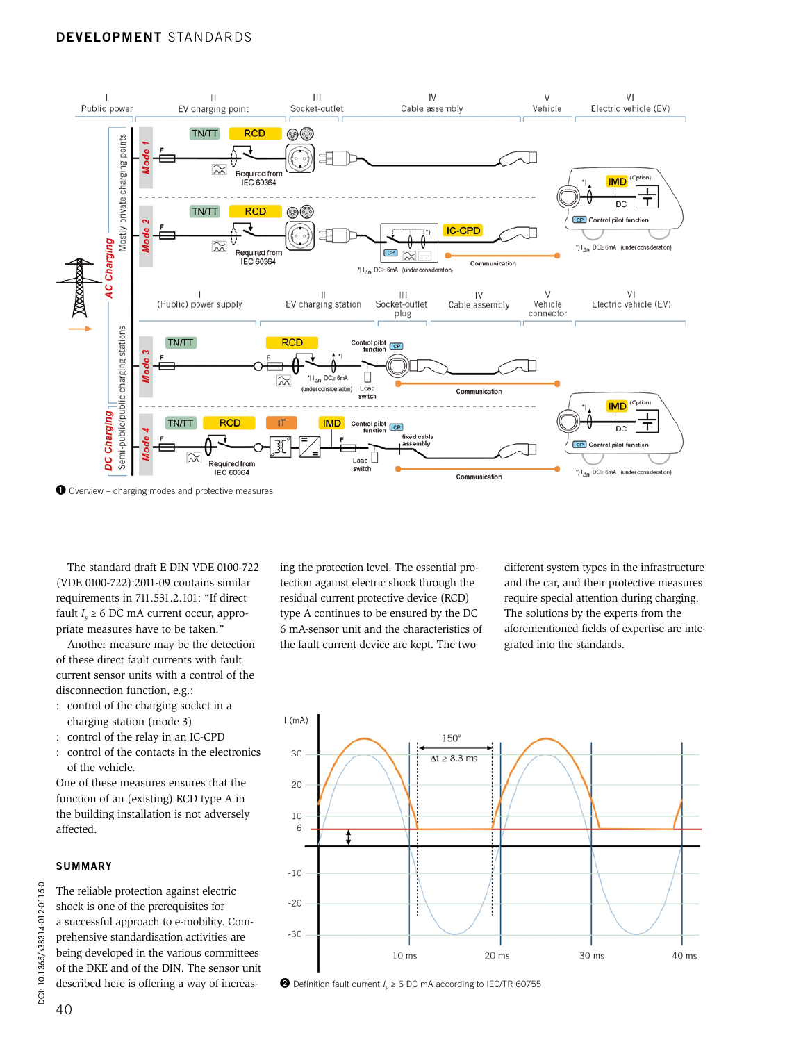❶ Overview – charging modes and protective measures

The standard draft E DIN VDE 0100-722 (VDE 0100-722):2011-09 contains similar requirements in 711.531.2.101: "If direct fault $I_F \geq 6$ DC mA current occur, appropriate measures have to be taken."

Another measure may be the detection of these direct fault currents with fault current sensor units with a control of the disconnection function, e.g.:

- control of the charging socket in a charging station (mode 3)
- control of the relay in an IC-CPD
- control of the contacts in the electronics of the vehicle.

One of these measures ensures that the function of an (existing) RCD type A in the building installation is not adversely affected.

## SUMMARY

The reliable protection against electric shock is one of the prerequisites for a successful approach to e-mobility. Comprehensive standardisation activities are being developed in the various committees of the DKE and of the DIN. The sensor unit described here is offering a way of increasing the protection level. The essential protection against electric shock through the residual current protective device (RCD) type A continues to be ensured by the DC 6 mA-sensor unit and the characteristics of the fault current device are kept. The two different system types in the infrastructure and the car, and their protective measures require special attention during charging. The solutions by the experts from the aforementioned fields of expertise are integrated into the standards.

❷ Definition fault current $I_F \geq 6$ DC mA according to IEC/TR 60755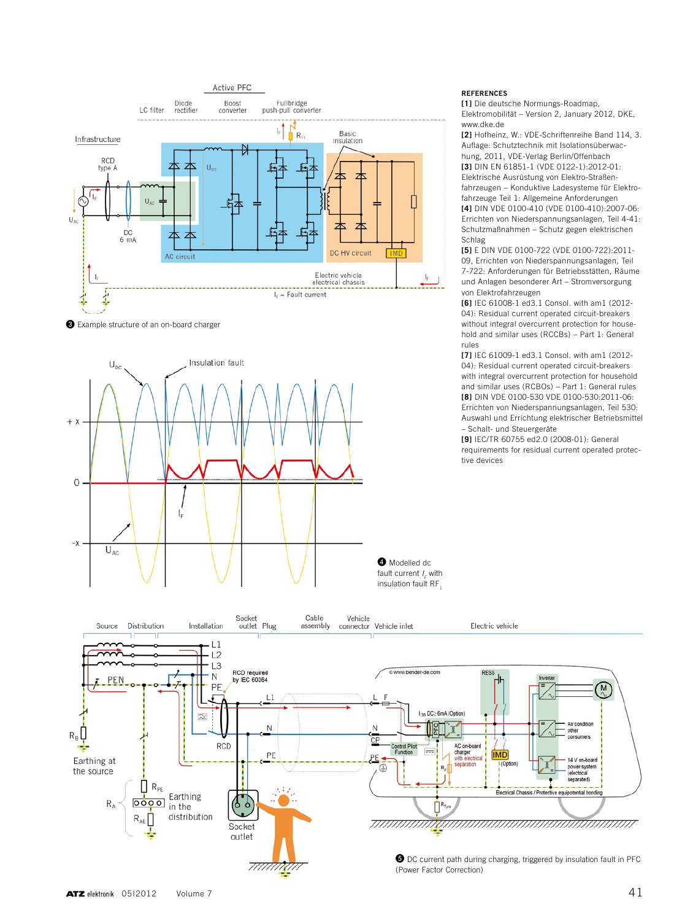Active PFC

LC filter

Diode rectifier

Boost converter

Fullbridge push-pull converter

Infrastructure

RCD type A

$I_F$

$R_{F1}$

Basic insulation

$U_{DC}$

$U_{AC}$

DC 6 mA

AC circuit

DC HV circuit

IMD

Electric vehicle electrical chassis

$I_F$ = Fault current

❸ Example structure of an on-board charger

$U_{DC}$

Insulation fault

+ x

0

-x

$I_F$

$U_{AC}$

❹ Modelled dc fault current $I_F$ with insulation fault $RF_1$

Source Distribution Installation Socket outlet Plug Cable assembly Vehicle connector Vehicle inlet Electric vehicle

L1 L2 L3 N PE PEN

RCD required by IEC 60364

RCD

$R_B$

Earthing at the source

$R_{PE}$

$R_A$

$R_{AE}$

Earthing in the distribution

Socket outlet

© www.bender-de.com

RESS

Inverter

$I_{\Delta n}$ DC: 6mA (Option)

PFC

Control Pilot Function

AC on-board charger with electrical separation

IMD (Option)

Air condition other consumers

14 V on-board power system (electrical separated)

Electrical Chassis / Protective equipotential bonding

$R_{Tyre}$

❺ DC current path during charging, triggered by insulation fault in PFC (Power Factor Correction)

## REFERENCES

**[1]** Die deutsche Normungs-Roadmap, Elektromobilität – Version 2, January 2012, DKE, www.dke.de

**[2]** Hofheinz, W.: VDE-Schriftenreihe Band 114, 3. Auflage: Schutztechnik mit Isolationsüberwachung, 2011, VDE-Verlag Berlin/Offenbach

**[3]** DIN EN 61851-1 (VDE 0122-1):2012-01: Elektrische Ausrüstung von Elektro-Straßenfahrzeugen – Konduktive Ladesysteme für Elektrofahrzeuge Teil 1: Allgemeine Anforderungen

**[4]** DIN VDE 0100-410 (VDE 0100-410):2007-06: Errichten von Niederspannungsanlagen, Teil 4-41: Schutzmaßnahmen – Schutz gegen elektrischen Schlag

**[5]** E DIN VDE 0100-722 (VDE 0100-722):2011-09, Errichten von Niederspannungsanlagen, Teil 7-722: Anforderungen für Betriebsstätten, Räume und Anlagen besonderer Art – Stromversorgung von Elektrofahrzeugen

**[6]** IEC 61008-1 ed3.1 Consol. with am1 (2012-04): Residual current operated circuit-breakers without integral overcurrent protection for household and similar uses (RCCBs) – Part 1: General rules

**[7]** IEC 61009-1 ed3.1 Consol. with am1 (2012-04): Residual current operated circuit-breakers with integral overcurrent protection for household and similar uses (RCBOs) – Part 1: General rules

**[8]** DIN VDE 0100-530 VDE 0100-530:2011-06: Errichten von Niederspannungsanlagen, Teil 530: Auswahl und Errichtung elektrischer Betriebsmittel – Schalt- und Steuergeräte

**[9]** IEC/TR 60755 ed2.0 (2008-01): General requirements for residual current operated protective devices